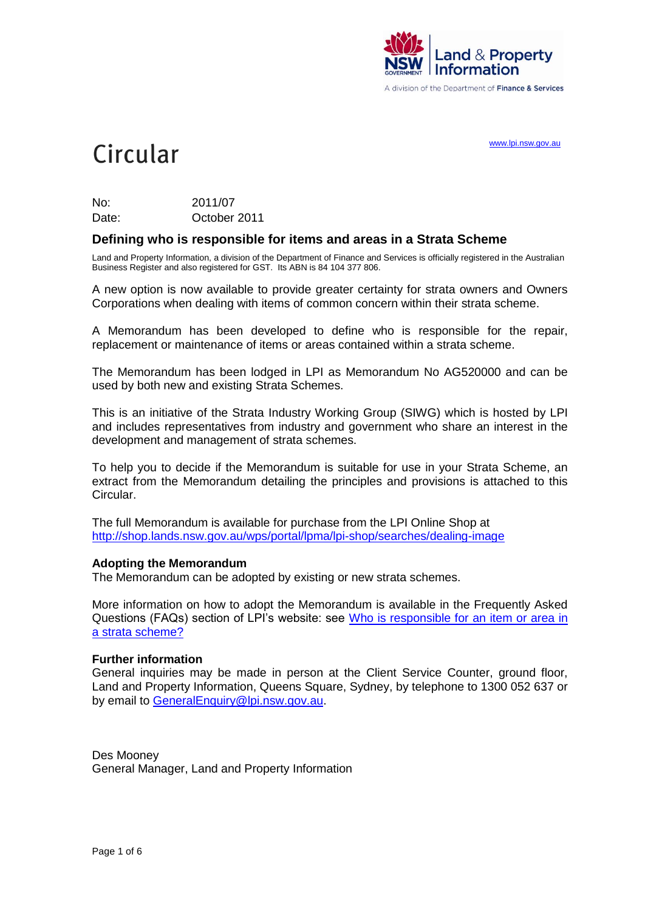NSW GOVERNMENT | Land & Property Information

A division of the Department of Finance & Services

www.lpi.nsw.gov.au

# Circular

No: 2011/07
Date: October 2011

## Defining who is responsible for items and areas in a Strata Scheme

Land and Property Information, a division of the Department of Finance and Services is officially registered in the Australian Business Register and also registered for GST. Its ABN is 84 104 377 806.

A new option is now available to provide greater certainty for strata owners and Owners Corporations when dealing with items of common concern within their strata scheme.

A Memorandum has been developed to define who is responsible for the repair, replacement or maintenance of items or areas contained within a strata scheme.

The Memorandum has been lodged in LPI as Memorandum No AG520000 and can be used by both new and existing Strata Schemes.

This is an initiative of the Strata Industry Working Group (SIWG) which is hosted by LPI and includes representatives from industry and government who share an interest in the development and management of strata schemes.

To help you to decide if the Memorandum is suitable for use in your Strata Scheme, an extract from the Memorandum detailing the principles and provisions is attached to this Circular.

The full Memorandum is available for purchase from the LPI Online Shop at http://shop.lands.nsw.gov.au/wps/portal/lpma/lpi-shop/searches/dealing-image

**Adopting the Memorandum**
The Memorandum can be adopted by existing or new strata schemes.

More information on how to adopt the Memorandum is available in the Frequently Asked Questions (FAQs) section of LPI's website: see Who is responsible for an item or area in a strata scheme?

**Further information**
General inquiries may be made in person at the Client Service Counter, ground floor, Land and Property Information, Queens Square, Sydney, by telephone to 1300 052 637 or by email to GeneralEnquiry@lpi.nsw.gov.au.

Des Mooney
General Manager, Land and Property Information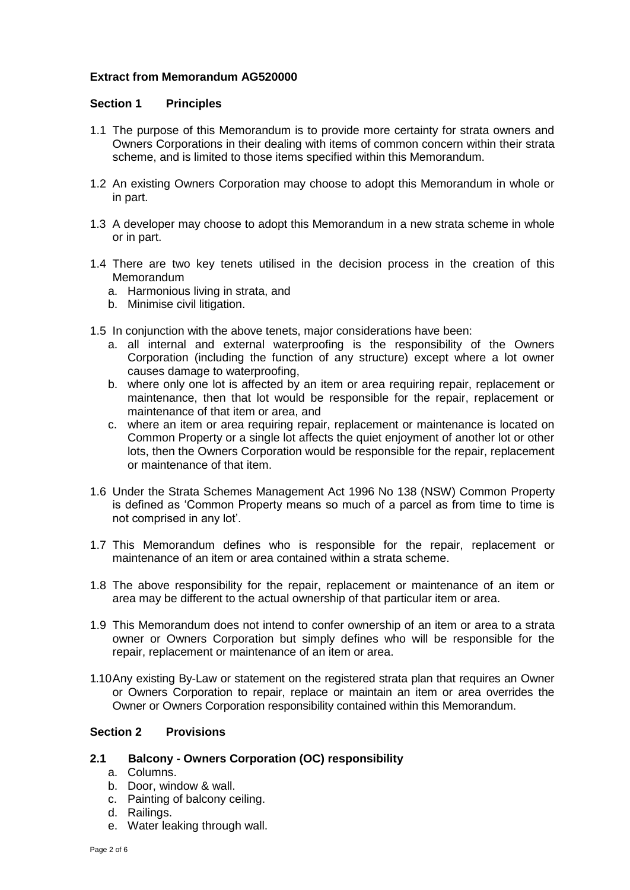**Extract from Memorandum AG520000**

## Section 1 Principles

1.1 The purpose of this Memorandum is to provide more certainty for strata owners and Owners Corporations in their dealing with items of common concern within their strata scheme, and is limited to those items specified within this Memorandum.

1.2 An existing Owners Corporation may choose to adopt this Memorandum in whole or in part.

1.3 A developer may choose to adopt this Memorandum in a new strata scheme in whole or in part.

1.4 There are two key tenets utilised in the decision process in the creation of this Memorandum

a. Harmonious living in strata, and
b. Minimise civil litigation.

1.5 In conjunction with the above tenets, major considerations have been:

a. all internal and external waterproofing is the responsibility of the Owners Corporation (including the function of any structure) except where a lot owner causes damage to waterproofing,
b. where only one lot is affected by an item or area requiring repair, replacement or maintenance, then that lot would be responsible for the repair, replacement or maintenance of that item or area, and
c. where an item or area requiring repair, replacement or maintenance is located on Common Property or a single lot affects the quiet enjoyment of another lot or other lots, then the Owners Corporation would be responsible for the repair, replacement or maintenance of that item.

1.6 Under the Strata Schemes Management Act 1996 No 138 (NSW) Common Property is defined as 'Common Property means so much of a parcel as from time to time is not comprised in any lot'.

1.7 This Memorandum defines who is responsible for the repair, replacement or maintenance of an item or area contained within a strata scheme.

1.8 The above responsibility for the repair, replacement or maintenance of an item or area may be different to the actual ownership of that particular item or area.

1.9 This Memorandum does not intend to confer ownership of an item or area to a strata owner or Owners Corporation but simply defines who will be responsible for the repair, replacement or maintenance of an item or area.

1.10 Any existing By-Law or statement on the registered strata plan that requires an Owner or Owners Corporation to repair, replace or maintain an item or area overrides the Owner or Owners Corporation responsibility contained within this Memorandum.

## Section 2 Provisions

### 2.1 Balcony - Owners Corporation (OC) responsibility

a. Columns.
b. Door, window & wall.
c. Painting of balcony ceiling.
d. Railings.
e. Water leaking through wall.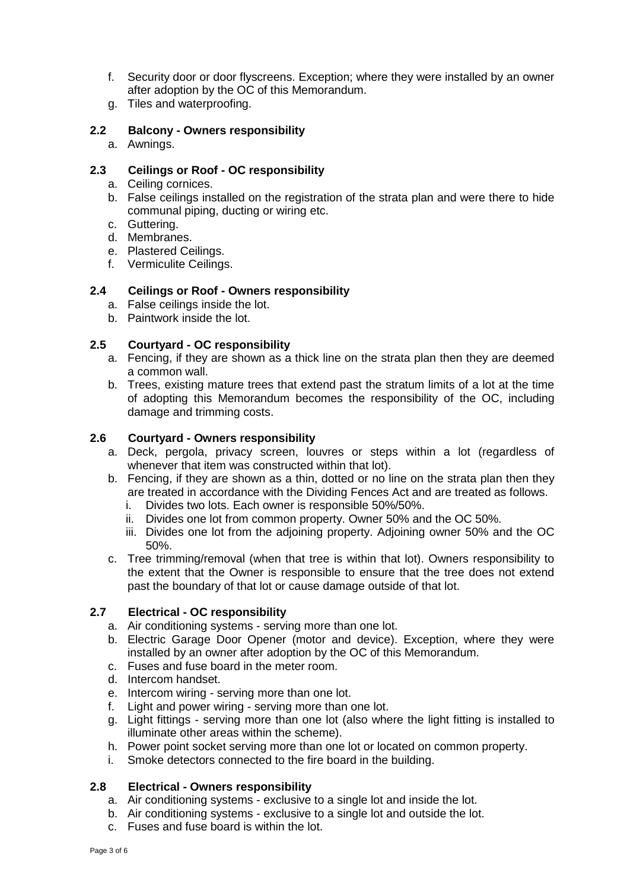f. Security door or door flyscreens. Exception; where they were installed by an owner after adoption by the OC of this Memorandum.
g. Tiles and waterproofing.

### 2.2 Balcony - Owners responsibility

a. Awnings.

### 2.3 Ceilings or Roof - OC responsibility

a. Ceiling cornices.
b. False ceilings installed on the registration of the strata plan and were there to hide communal piping, ducting or wiring etc.
c. Guttering.
d. Membranes.
e. Plastered Ceilings.
f. Vermiculite Ceilings.

### 2.4 Ceilings or Roof - Owners responsibility

a. False ceilings inside the lot.
b. Paintwork inside the lot.

### 2.5 Courtyard - OC responsibility

a. Fencing, if they are shown as a thick line on the strata plan then they are deemed a common wall.
b. Trees, existing mature trees that extend past the stratum limits of a lot at the time of adopting this Memorandum becomes the responsibility of the OC, including damage and trimming costs.

### 2.6 Courtyard - Owners responsibility

a. Deck, pergola, privacy screen, louvres or steps within a lot (regardless of whenever that item was constructed within that lot).
b. Fencing, if they are shown as a thin, dotted or no line on the strata plan then they are treated in accordance with the Dividing Fences Act and are treated as follows.
   i. Divides two lots. Each owner is responsible 50%/50%.
   ii. Divides one lot from common property. Owner 50% and the OC 50%.
   iii. Divides one lot from the adjoining property. Adjoining owner 50% and the OC 50%.
c. Tree trimming/removal (when that tree is within that lot). Owners responsibility to the extent that the Owner is responsible to ensure that the tree does not extend past the boundary of that lot or cause damage outside of that lot.

### 2.7 Electrical - OC responsibility

a. Air conditioning systems - serving more than one lot.
b. Electric Garage Door Opener (motor and device). Exception, where they were installed by an owner after adoption by the OC of this Memorandum.
c. Fuses and fuse board in the meter room.
d. Intercom handset.
e. Intercom wiring - serving more than one lot.
f. Light and power wiring - serving more than one lot.
g. Light fittings - serving more than one lot (also where the light fitting is installed to illuminate other areas within the scheme).
h. Power point socket serving more than one lot or located on common property.
i. Smoke detectors connected to the fire board in the building.

### 2.8 Electrical - Owners responsibility

a. Air conditioning systems - exclusive to a single lot and inside the lot.
b. Air conditioning systems - exclusive to a single lot and outside the lot.
c. Fuses and fuse board is within the lot.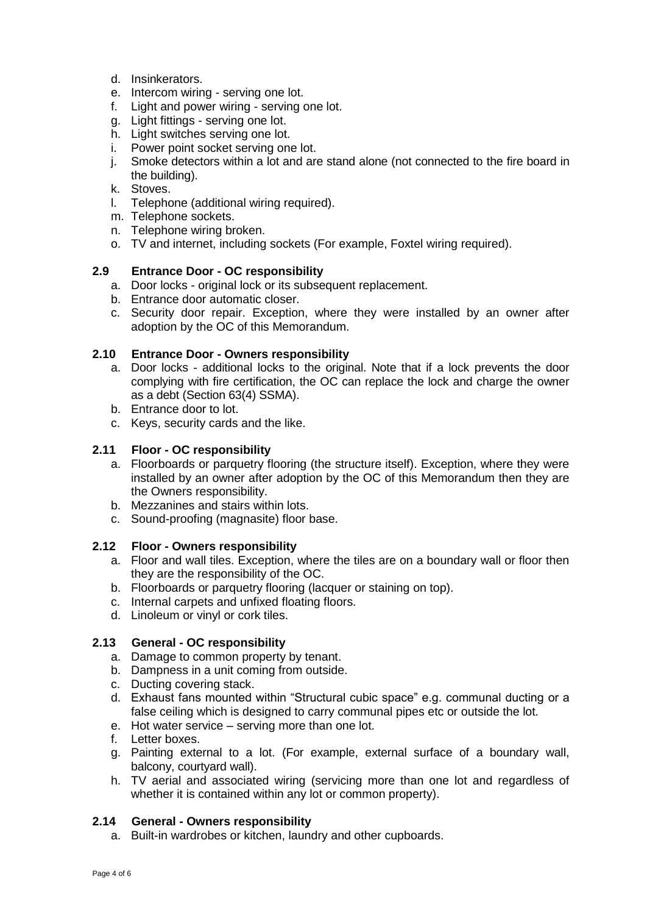d. Insinkerators.
e. Intercom wiring - serving one lot.
f. Light and power wiring - serving one lot.
g. Light fittings - serving one lot.
h. Light switches serving one lot.
i. Power point socket serving one lot.
j. Smoke detectors within a lot and are stand alone (not connected to the fire board in the building).
k. Stoves.
l. Telephone (additional wiring required).
m. Telephone sockets.
n. Telephone wiring broken.
o. TV and internet, including sockets (For example, Foxtel wiring required).

### 2.9 Entrance Door - OC responsibility

a. Door locks - original lock or its subsequent replacement.
b. Entrance door automatic closer.
c. Security door repair. Exception, where they were installed by an owner after adoption by the OC of this Memorandum.

### 2.10 Entrance Door - Owners responsibility

a. Door locks - additional locks to the original. Note that if a lock prevents the door complying with fire certification, the OC can replace the lock and charge the owner as a debt (Section 63(4) SSMA).
b. Entrance door to lot.
c. Keys, security cards and the like.

### 2.11 Floor - OC responsibility

a. Floorboards or parquetry flooring (the structure itself). Exception, where they were installed by an owner after adoption by the OC of this Memorandum then they are the Owners responsibility.
b. Mezzanines and stairs within lots.
c. Sound-proofing (magnasite) floor base.

### 2.12 Floor - Owners responsibility

a. Floor and wall tiles. Exception, where the tiles are on a boundary wall or floor then they are the responsibility of the OC.
b. Floorboards or parquetry flooring (lacquer or staining on top).
c. Internal carpets and unfixed floating floors.
d. Linoleum or vinyl or cork tiles.

### 2.13 General - OC responsibility

a. Damage to common property by tenant.
b. Dampness in a unit coming from outside.
c. Ducting covering stack.
d. Exhaust fans mounted within "Structural cubic space" e.g. communal ducting or a false ceiling which is designed to carry communal pipes etc or outside the lot.
e. Hot water service – serving more than one lot.
f. Letter boxes.
g. Painting external to a lot. (For example, external surface of a boundary wall, balcony, courtyard wall).
h. TV aerial and associated wiring (servicing more than one lot and regardless of whether it is contained within any lot or common property).

### 2.14 General - Owners responsibility

a. Built-in wardrobes or kitchen, laundry and other cupboards.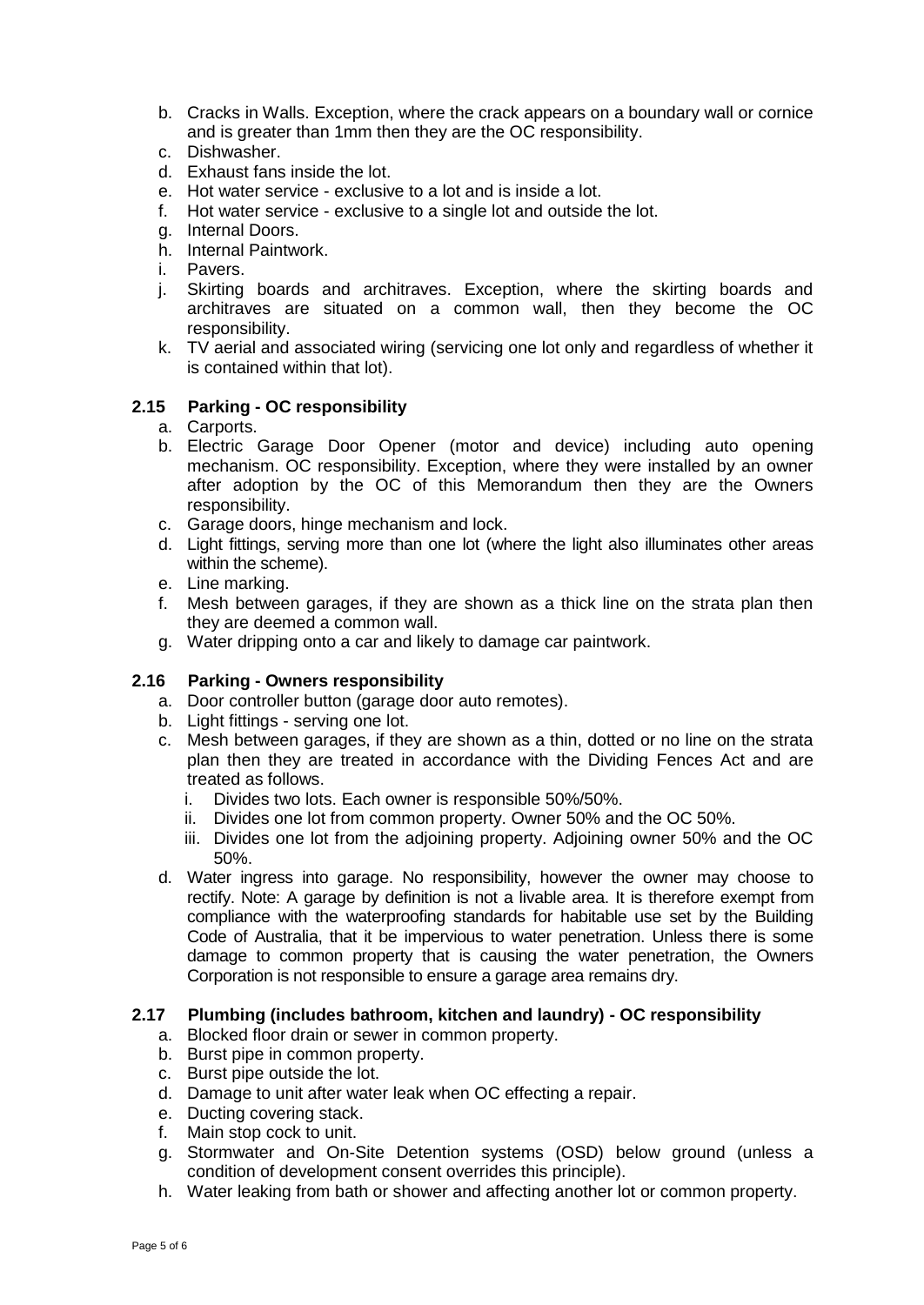b. Cracks in Walls. Exception, where the crack appears on a boundary wall or cornice and is greater than 1mm then they are the OC responsibility.
c. Dishwasher.
d. Exhaust fans inside the lot.
e. Hot water service - exclusive to a lot and is inside a lot.
f. Hot water service - exclusive to a single lot and outside the lot.
g. Internal Doors.
h. Internal Paintwork.
i. Pavers.
j. Skirting boards and architraves. Exception, where the skirting boards and architraves are situated on a common wall, then they become the OC responsibility.
k. TV aerial and associated wiring (servicing one lot only and regardless of whether it is contained within that lot).

### 2.15 Parking - OC responsibility

a. Carports.
b. Electric Garage Door Opener (motor and device) including auto opening mechanism. OC responsibility. Exception, where they were installed by an owner after adoption by the OC of this Memorandum then they are the Owners responsibility.
c. Garage doors, hinge mechanism and lock.
d. Light fittings, serving more than one lot (where the light also illuminates other areas within the scheme).
e. Line marking.
f. Mesh between garages, if they are shown as a thick line on the strata plan then they are deemed a common wall.
g. Water dripping onto a car and likely to damage car paintwork.

### 2.16 Parking - Owners responsibility

a. Door controller button (garage door auto remotes).
b. Light fittings - serving one lot.
c. Mesh between garages, if they are shown as a thin, dotted or no line on the strata plan then they are treated in accordance with the Dividing Fences Act and are treated as follows.
   i. Divides two lots. Each owner is responsible 50%/50%.
   ii. Divides one lot from common property. Owner 50% and the OC 50%.
   iii. Divides one lot from the adjoining property. Adjoining owner 50% and the OC 50%.
d. Water ingress into garage. No responsibility, however the owner may choose to rectify. Note: A garage by definition is not a livable area. It is therefore exempt from compliance with the waterproofing standards for habitable use set by the Building Code of Australia, that it be impervious to water penetration. Unless there is some damage to common property that is causing the water penetration, the Owners Corporation is not responsible to ensure a garage area remains dry.

### 2.17 Plumbing (includes bathroom, kitchen and laundry) - OC responsibility

a. Blocked floor drain or sewer in common property.
b. Burst pipe in common property.
c. Burst pipe outside the lot.
d. Damage to unit after water leak when OC effecting a repair.
e. Ducting covering stack.
f. Main stop cock to unit.
g. Stormwater and On-Site Detention systems (OSD) below ground (unless a condition of development consent overrides this principle).
h. Water leaking from bath or shower and affecting another lot or common property.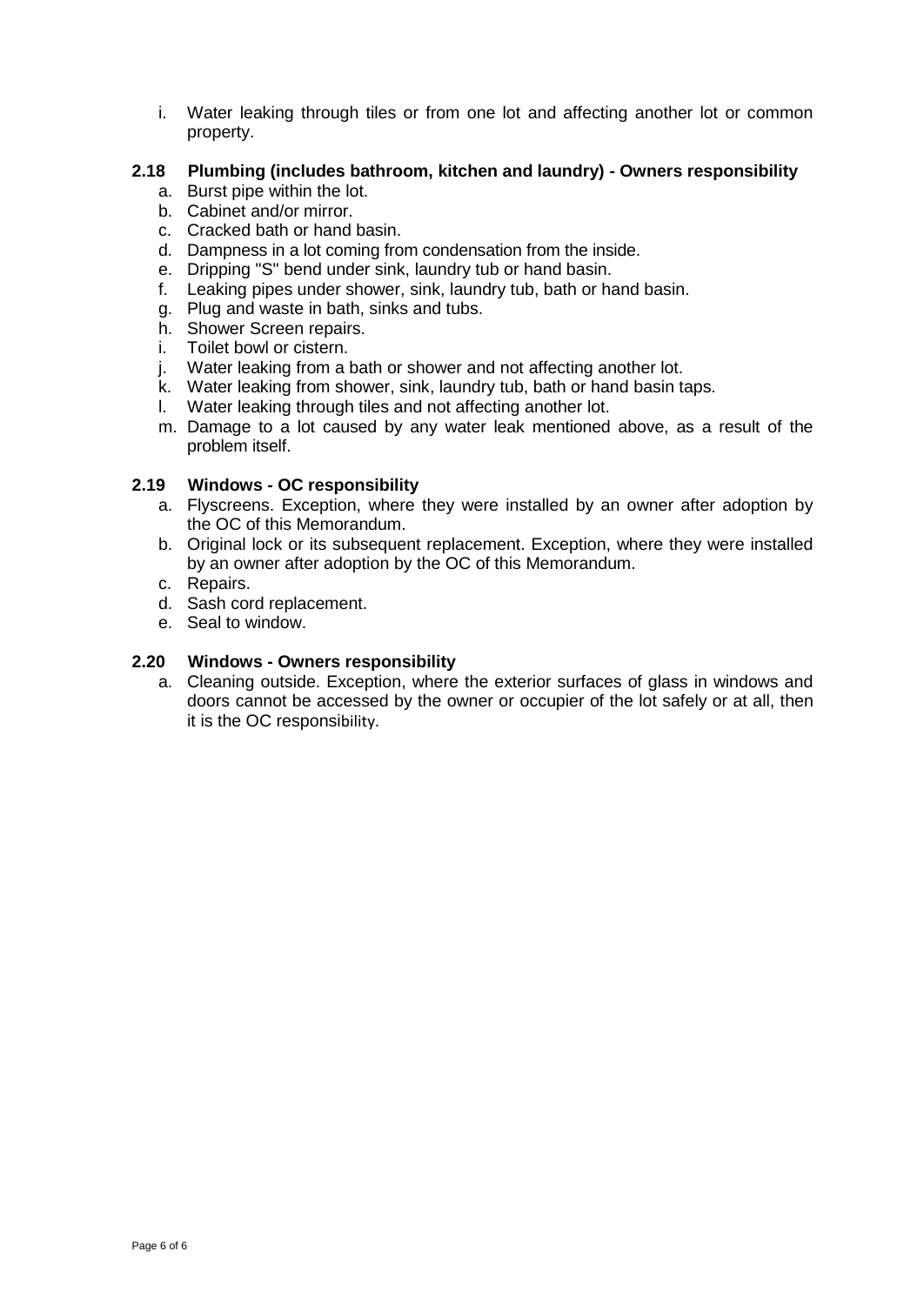i. Water leaking through tiles or from one lot and affecting another lot or common property.

### 2.18 Plumbing (includes bathroom, kitchen and laundry) - Owners responsibility

a. Burst pipe within the lot.
b. Cabinet and/or mirror.
c. Cracked bath or hand basin.
d. Dampness in a lot coming from condensation from the inside.
e. Dripping "S" bend under sink, laundry tub or hand basin.
f. Leaking pipes under shower, sink, laundry tub, bath or hand basin.
g. Plug and waste in bath, sinks and tubs.
h. Shower Screen repairs.
i. Toilet bowl or cistern.
j. Water leaking from a bath or shower and not affecting another lot.
k. Water leaking from shower, sink, laundry tub, bath or hand basin taps.
l. Water leaking through tiles and not affecting another lot.
m. Damage to a lot caused by any water leak mentioned above, as a result of the problem itself.

### 2.19 Windows - OC responsibility

a. Flyscreens. Exception, where they were installed by an owner after adoption by the OC of this Memorandum.
b. Original lock or its subsequent replacement. Exception, where they were installed by an owner after adoption by the OC of this Memorandum.
c. Repairs.
d. Sash cord replacement.
e. Seal to window.

### 2.20 Windows - Owners responsibility

a. Cleaning outside. Exception, where the exterior surfaces of glass in windows and doors cannot be accessed by the owner or occupier of the lot safely or at all, then it is the OC responsibility.